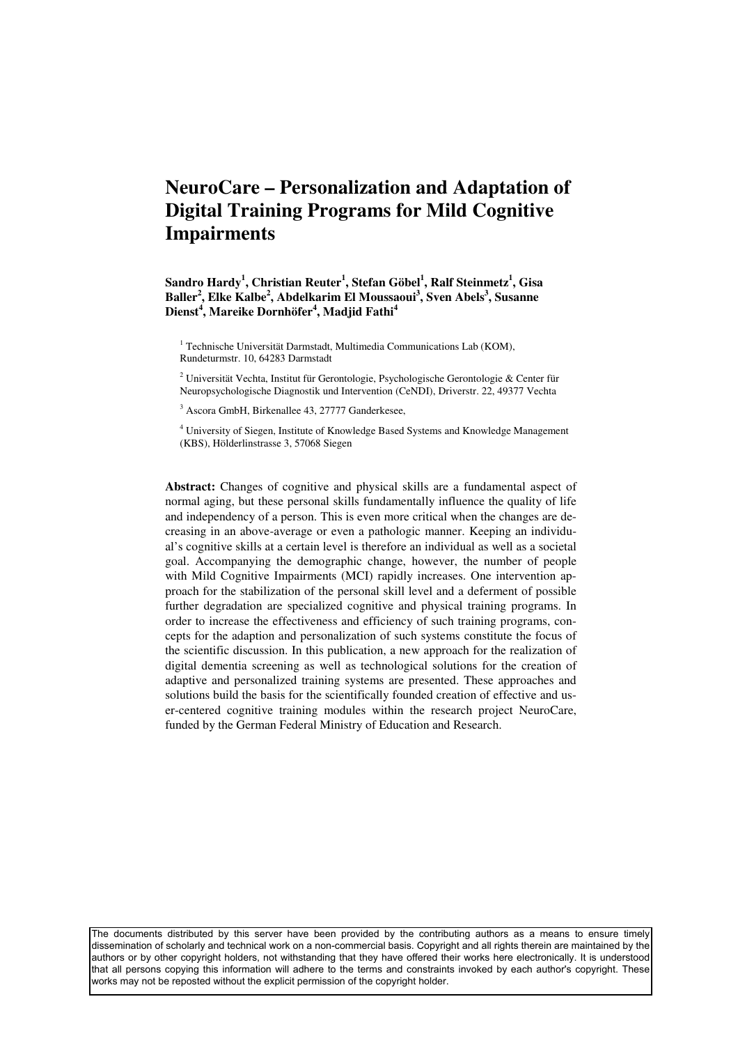# NeuroCare – Personalization and Adaptation of Digital Training Programs for Mild Cognitive Impairments

**Sandro Hardy[1], Christian Reuter[1], Stefan Göbel[1], Ralf Steinmetz[1], Gisa Baller[2], Elke Kalbe[2], Abdelkarim El Moussaoui[3], Sven Abels[3], Susanne Dienst[4], Mareike Dornhöfer[4], Madjid Fathi[4]**

[1] Technische Universität Darmstadt, Multimedia Communications Lab (KOM), Rundeturmstr. 10, 64283 Darmstadt

[2] Universität Vechta, Institut für Gerontologie, Psychologische Gerontologie & Center für Neuropsychologische Diagnostik und Intervention (CeNDI), Driverstr. 22, 49377 Vechta

[3] Ascora GmbH, Birkenallee 43, 27777 Ganderkesee,

[4] University of Siegen, Institute of Knowledge Based Systems and Knowledge Management (KBS), Hölderlinstrasse 3, 57068 Siegen

**Abstract:** Changes of cognitive and physical skills are a fundamental aspect of normal aging, but these personal skills fundamentally influence the quality of life and independency of a person. This is even more critical when the changes are decreasing in an above-average or even a pathologic manner. Keeping an individual's cognitive skills at a certain level is therefore an individual as well as a societal goal. Accompanying the demographic change, however, the number of people with Mild Cognitive Impairments (MCI) rapidly increases. One intervention approach for the stabilization of the personal skill level and a deferment of possible further degradation are specialized cognitive and physical training programs. In order to increase the effectiveness and efficiency of such training programs, concepts for the adaption and personalization of such systems constitute the focus of the scientific discussion. In this publication, a new approach for the realization of digital dementia screening as well as technological solutions for the creation of adaptive and personalized training systems are presented. These approaches and solutions build the basis for the scientifically founded creation of effective and user-centered cognitive training modules within the research project NeuroCare, funded by the German Federal Ministry of Education and Research.

The documents distributed by this server have been provided by the contributing authors as a means to ensure timely dissemination of scholarly and technical work on a non-commercial basis. Copyright and all rights therein are maintained by the authors or by other copyright holders, not withstanding that they have offered their works here electronically. It is understood that all persons copying this information will adhere to the terms and constraints invoked by each author's copyright. These works may not be reposted without the explicit permission of the copyright holder.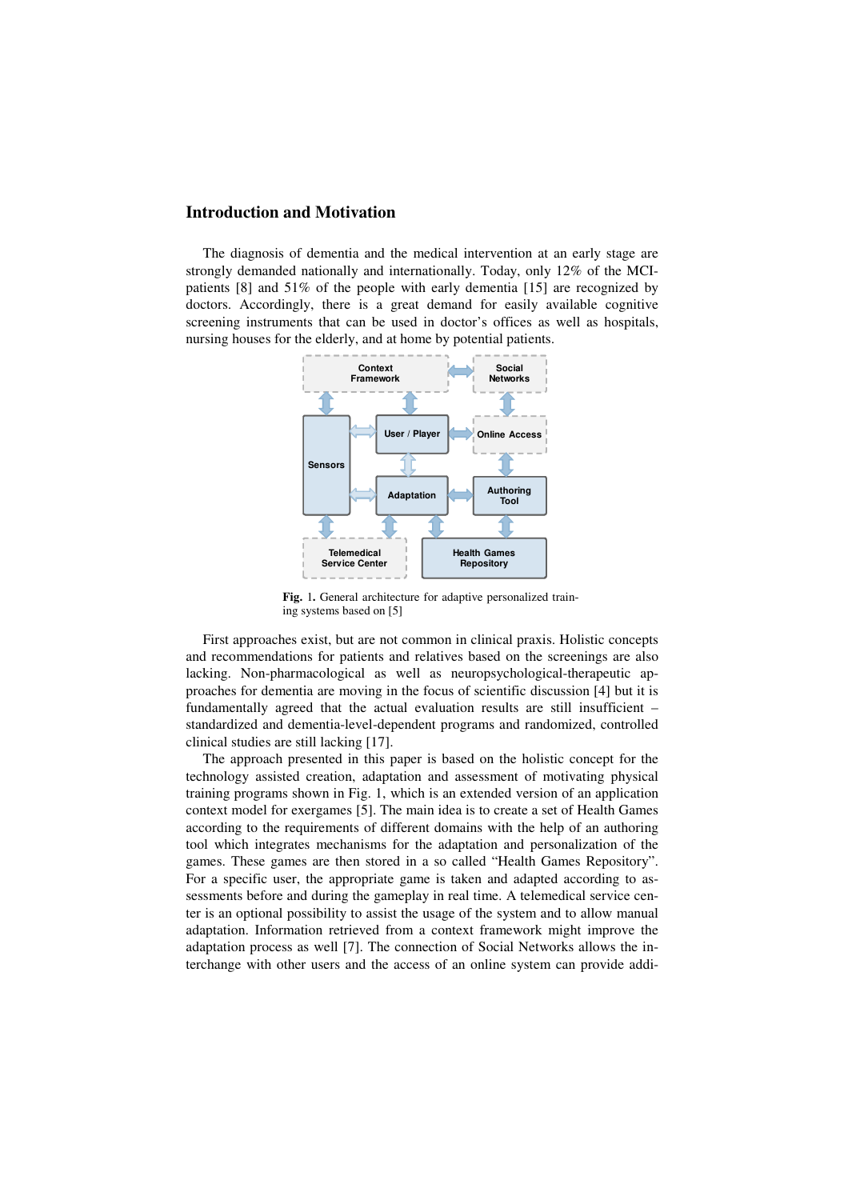## Introduction and Motivation

The diagnosis of dementia and the medical intervention at an early stage are strongly demanded nationally and internationally. Today, only 12% of the MCI-patients [8] and 51% of the people with early dementia [15] are recognized by doctors. Accordingly, there is a great demand for easily available cognitive screening instruments that can be used in doctor's offices as well as hospitals, nursing houses for the elderly, and at home by potential patients.

**Fig. 1.** General architecture for adaptive personalized training systems based on [5]

First approaches exist, but are not common in clinical praxis. Holistic concepts and recommendations for patients and relatives based on the screenings are also lacking. Non-pharmacological as well as neuropsychological-therapeutic approaches for dementia are moving in the focus of scientific discussion [4] but it is fundamentally agreed that the actual evaluation results are still insufficient – standardized and dementia-level-dependent programs and randomized, controlled clinical studies are still lacking [17].

The approach presented in this paper is based on the holistic concept for the technology assisted creation, adaptation and assessment of motivating physical training programs shown in Fig. 1, which is an extended version of an application context model for exergames [5]. The main idea is to create a set of Health Games according to the requirements of different domains with the help of an authoring tool which integrates mechanisms for the adaptation and personalization of the games. These games are then stored in a so called "Health Games Repository". For a specific user, the appropriate game is taken and adapted according to assessments before and during the gameplay in real time. A telemedical service center is an optional possibility to assist the usage of the system and to allow manual adaptation. Information retrieved from a context framework might improve the adaptation process as well [7]. The connection of Social Networks allows the interchange with other users and the access of an online system can provide addi-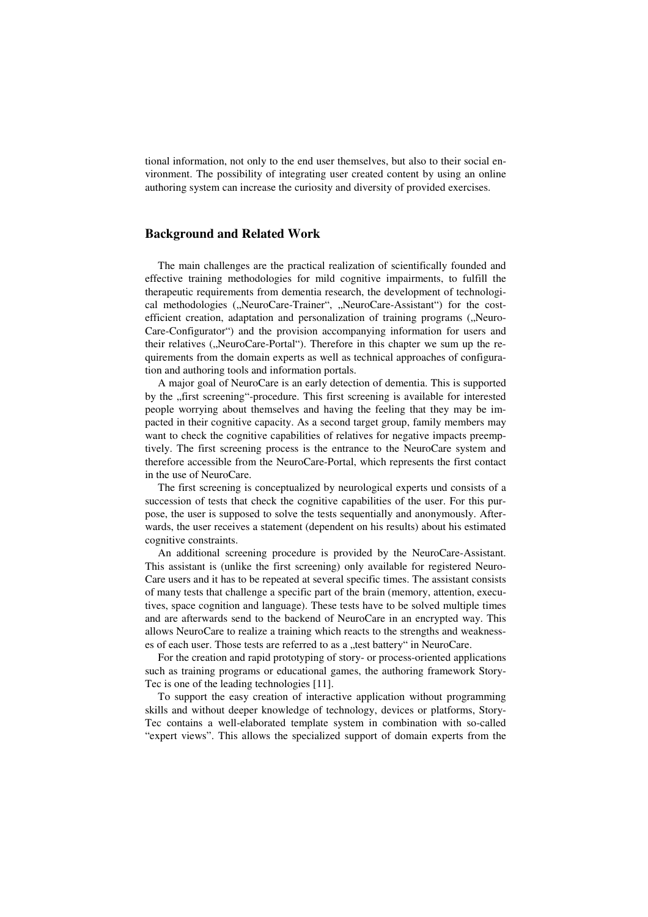tional information, not only to the end user themselves, but also to their social environment. The possibility of integrating user created content by using an online authoring system can increase the curiosity and diversity of provided exercises.

## Background and Related Work

The main challenges are the practical realization of scientifically founded and effective training methodologies for mild cognitive impairments, to fulfill the therapeutic requirements from dementia research, the development of technological methodologies („NeuroCare-Trainer", „NeuroCare-Assistant") for the cost-efficient creation, adaptation and personalization of training programs („NeuroCare-Configurator") and the provision accompanying information for users and their relatives („NeuroCare-Portal"). Therefore in this chapter we sum up the requirements from the domain experts as well as technical approaches of configuration and authoring tools and information portals.

A major goal of NeuroCare is an early detection of dementia. This is supported by the „first screening"-procedure. This first screening is available for interested people worrying about themselves and having the feeling that they may be impacted in their cognitive capacity. As a second target group, family members may want to check the cognitive capabilities of relatives for negative impacts preemptively. The first screening process is the entrance to the NeuroCare system and therefore accessible from the NeuroCare-Portal, which represents the first contact in the use of NeuroCare.

The first screening is conceptualized by neurological experts und consists of a succession of tests that check the cognitive capabilities of the user. For this purpose, the user is supposed to solve the tests sequentially and anonymously. Afterwards, the user receives a statement (dependent on his results) about his estimated cognitive constraints.

An additional screening procedure is provided by the NeuroCare-Assistant. This assistant is (unlike the first screening) only available for registered NeuroCare users and it has to be repeated at several specific times. The assistant consists of many tests that challenge a specific part of the brain (memory, attention, executives, space cognition and language). These tests have to be solved multiple times and are afterwards send to the backend of NeuroCare in an encrypted way. This allows NeuroCare to realize a training which reacts to the strengths and weaknesses of each user. Those tests are referred to as a „test battery" in NeuroCare.

For the creation and rapid prototyping of story- or process-oriented applications such as training programs or educational games, the authoring framework StoryTec is one of the leading technologies [11].

To support the easy creation of interactive application without programming skills and without deeper knowledge of technology, devices or platforms, StoryTec contains a well-elaborated template system in combination with so-called "expert views". This allows the specialized support of domain experts from the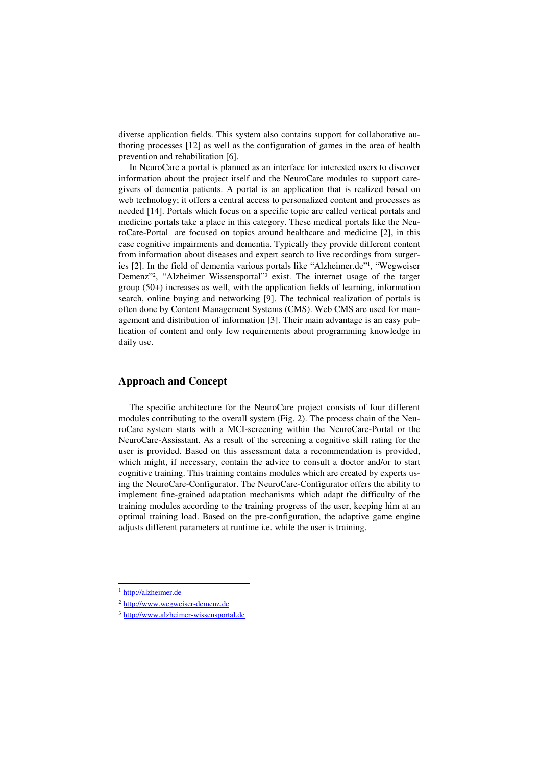diverse application fields. This system also contains support for collaborative authoring processes [12] as well as the configuration of games in the area of health prevention and rehabilitation [6].

In NeuroCare a portal is planned as an interface for interested users to discover information about the project itself and the NeuroCare modules to support caregivers of dementia patients. A portal is an application that is realized based on web technology; it offers a central access to personalized content and processes as needed [14]. Portals which focus on a specific topic are called vertical portals and medicine portals take a place in this category. These medical portals like the NeuroCare-Portal are focused on topics around healthcare and medicine [2], in this case cognitive impairments and dementia. Typically they provide different content from information about diseases and expert search to live recordings from surgeries [2]. In the field of dementia various portals like "Alzheimer.de"[1], "Wegweiser Demenz"[2], "Alzheimer Wissensportal"[3] exist. The internet usage of the target group (50+) increases as well, with the application fields of learning, information search, online buying and networking [9]. The technical realization of portals is often done by Content Management Systems (CMS). Web CMS are used for management and distribution of information [3]. Their main advantage is an easy publication of content and only few requirements about programming knowledge in daily use.

## Approach and Concept

The specific architecture for the NeuroCare project consists of four different modules contributing to the overall system (Fig. 2). The process chain of the NeuroCare system starts with a MCI-screening within the NeuroCare-Portal or the NeuroCare-Assisstant. As a result of the screening a cognitive skill rating for the user is provided. Based on this assessment data a recommendation is provided, which might, if necessary, contain the advice to consult a doctor and/or to start cognitive training. This training contains modules which are created by experts using the NeuroCare-Configurator. The NeuroCare-Configurator offers the ability to implement fine-grained adaptation mechanisms which adapt the difficulty of the training modules according to the training progress of the user, keeping him at an optimal training load. Based on the pre-configuration, the adaptive game engine adjusts different parameters at runtime i.e. while the user is training.

[1] http://alzheimer.de

[2] http://www.wegweiser-demenz.de

[3] http://www.alzheimer-wissensportal.de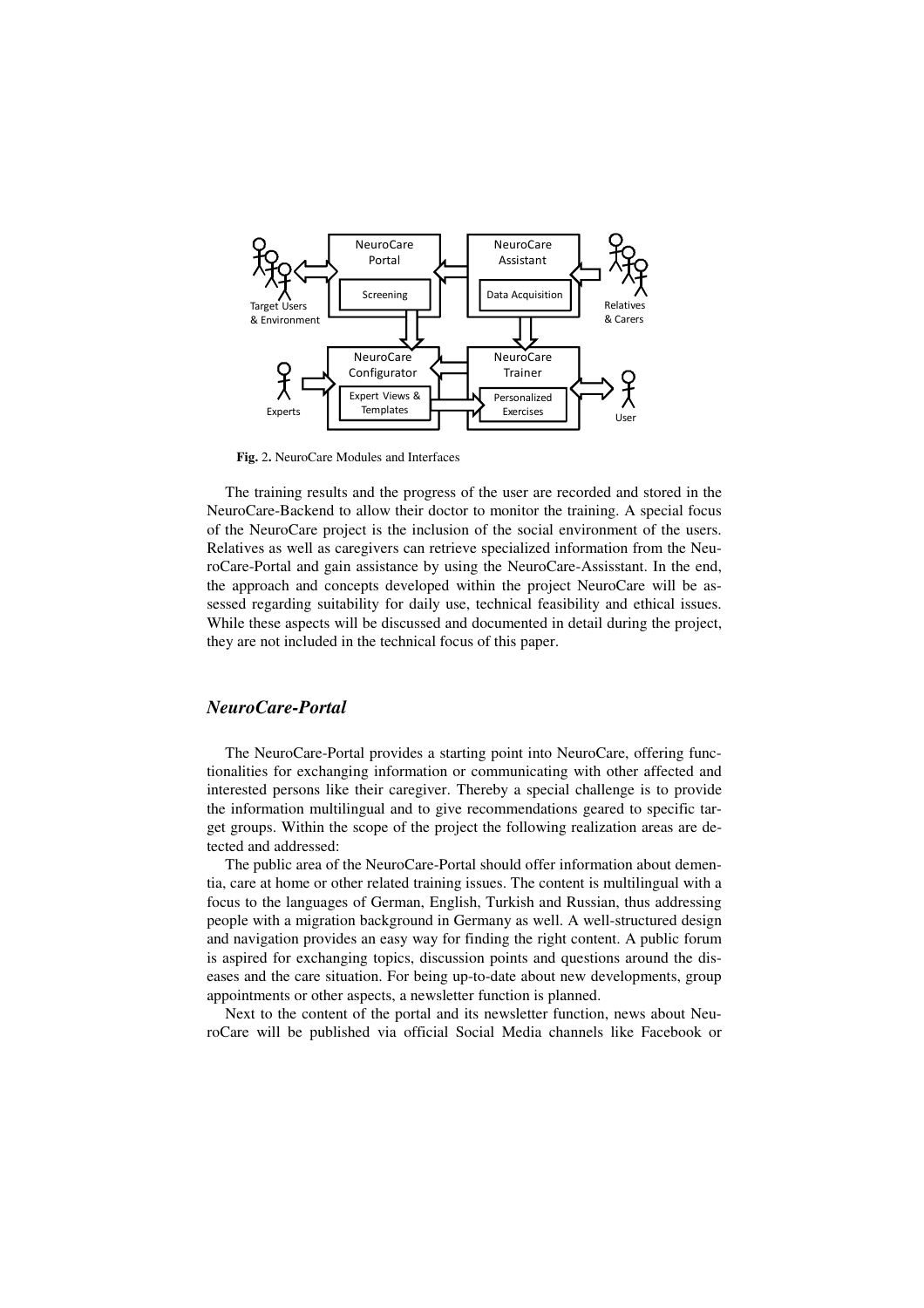NeuroCare Portal

Screening

NeuroCare Assistant

Data Acquisition

Target Users & Environment

Relatives & Carers

NeuroCare Configurator

Expert Views & Templates

NeuroCare Trainer

Personalized Exercises

Experts

User

**Fig.** 2**.** NeuroCare Modules and Interfaces

The training results and the progress of the user are recorded and stored in the NeuroCare-Backend to allow their doctor to monitor the training. A special focus of the NeuroCare project is the inclusion of the social environment of the users. Relatives as well as caregivers can retrieve specialized information from the NeuroCare-Portal and gain assistance by using the NeuroCare-Assisstant. In the end, the approach and concepts developed within the project NeuroCare will be assessed regarding suitability for daily use, technical feasibility and ethical issues. While these aspects will be discussed and documented in detail during the project, they are not included in the technical focus of this paper.

## *NeuroCare-Portal*

The NeuroCare-Portal provides a starting point into NeuroCare, offering functionalities for exchanging information or communicating with other affected and interested persons like their caregiver. Thereby a special challenge is to provide the information multilingual and to give recommendations geared to specific target groups. Within the scope of the project the following realization areas are detected and addressed:

The public area of the NeuroCare-Portal should offer information about dementia, care at home or other related training issues. The content is multilingual with a focus to the languages of German, English, Turkish and Russian, thus addressing people with a migration background in Germany as well. A well-structured design and navigation provides an easy way for finding the right content. A public forum is aspired for exchanging topics, discussion points and questions around the diseases and the care situation. For being up-to-date about new developments, group appointments or other aspects, a newsletter function is planned.

Next to the content of the portal and its newsletter function, news about NeuroCare will be published via official Social Media channels like Facebook or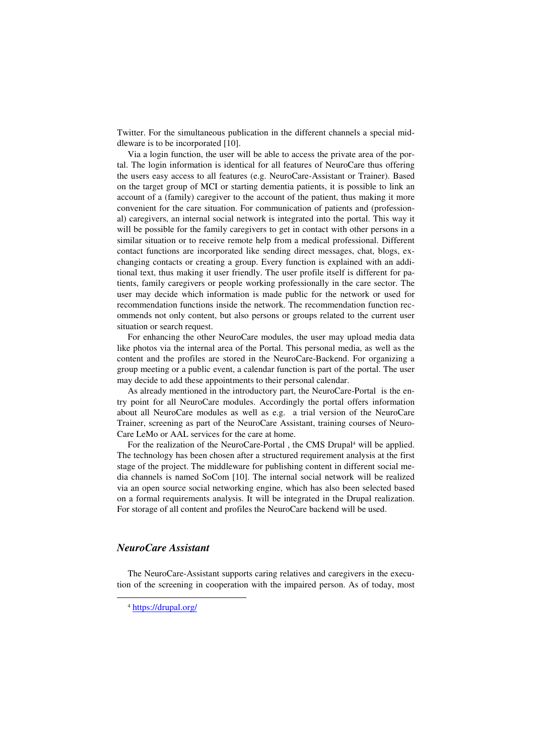Twitter. For the simultaneous publication in the different channels a special middleware is to be incorporated [10].

Via a login function, the user will be able to access the private area of the portal. The login information is identical for all features of NeuroCare thus offering the users easy access to all features (e.g. NeuroCare-Assistant or Trainer). Based on the target group of MCI or starting dementia patients, it is possible to link an account of a (family) caregiver to the account of the patient, thus making it more convenient for the care situation. For communication of patients and (professional) caregivers, an internal social network is integrated into the portal. This way it will be possible for the family caregivers to get in contact with other persons in a similar situation or to receive remote help from a medical professional. Different contact functions are incorporated like sending direct messages, chat, blogs, exchanging contacts or creating a group. Every function is explained with an additional text, thus making it user friendly. The user profile itself is different for patients, family caregivers or people working professionally in the care sector. The user may decide which information is made public for the network or used for recommendation functions inside the network. The recommendation function recommends not only content, but also persons or groups related to the current user situation or search request.

For enhancing the other NeuroCare modules, the user may upload media data like photos via the internal area of the Portal. This personal media, as well as the content and the profiles are stored in the NeuroCare-Backend. For organizing a group meeting or a public event, a calendar function is part of the portal. The user may decide to add these appointments to their personal calendar.

As already mentioned in the introductory part, the NeuroCare-Portal is the entry point for all NeuroCare modules. Accordingly the portal offers information about all NeuroCare modules as well as e.g. a trial version of the NeuroCare Trainer, screening as part of the NeuroCare Assistant, training courses of NeuroCare LeMo or AAL services for the care at home.

For the realization of the NeuroCare-Portal , the CMS Drupal[4] will be applied. The technology has been chosen after a structured requirement analysis at the first stage of the project. The middleware for publishing content in different social media channels is named SoCom [10]. The internal social network will be realized via an open source social networking engine, which has also been selected based on a formal requirements analysis. It will be integrated in the Drupal realization. For storage of all content and profiles the NeuroCare backend will be used.

### *NeuroCare Assistant*

The NeuroCare-Assistant supports caring relatives and caregivers in the execution of the screening in cooperation with the impaired person. As of today, most

[4] https://drupal.org/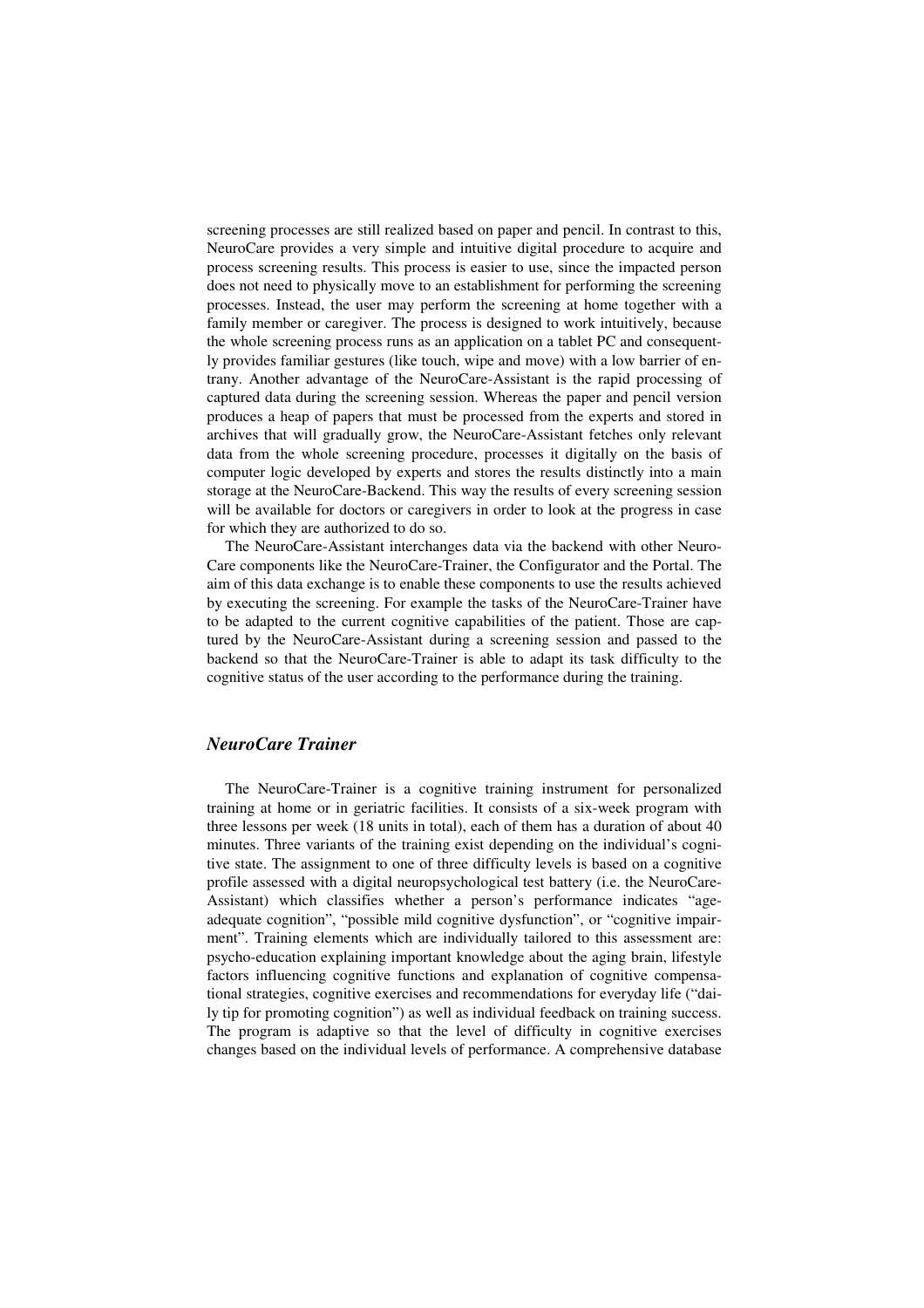screening processes are still realized based on paper and pencil. In contrast to this, NeuroCare provides a very simple and intuitive digital procedure to acquire and process screening results. This process is easier to use, since the impacted person does not need to physically move to an establishment for performing the screening processes. Instead, the user may perform the screening at home together with a family member or caregiver. The process is designed to work intuitively, because the whole screening process runs as an application on a tablet PC and consequently provides familiar gestures (like touch, wipe and move) with a low barrier of entrany. Another advantage of the NeuroCare-Assistant is the rapid processing of captured data during the screening session. Whereas the paper and pencil version produces a heap of papers that must be processed from the experts and stored in archives that will gradually grow, the NeuroCare-Assistant fetches only relevant data from the whole screening procedure, processes it digitally on the basis of computer logic developed by experts and stores the results distinctly into a main storage at the NeuroCare-Backend. This way the results of every screening session will be available for doctors or caregivers in order to look at the progress in case for which they are authorized to do so.

The NeuroCare-Assistant interchanges data via the backend with other NeuroCare components like the NeuroCare-Trainer, the Configurator and the Portal. The aim of this data exchange is to enable these components to use the results achieved by executing the screening. For example the tasks of the NeuroCare-Trainer have to be adapted to the current cognitive capabilities of the patient. Those are captured by the NeuroCare-Assistant during a screening session and passed to the backend so that the NeuroCare-Trainer is able to adapt its task difficulty to the cognitive status of the user according to the performance during the training.

### *NeuroCare Trainer*

The NeuroCare-Trainer is a cognitive training instrument for personalized training at home or in geriatric facilities. It consists of a six-week program with three lessons per week (18 units in total), each of them has a duration of about 40 minutes. Three variants of the training exist depending on the individual's cognitive state. The assignment to one of three difficulty levels is based on a cognitive profile assessed with a digital neuropsychological test battery (i.e. the NeuroCare-Assistant) which classifies whether a person's performance indicates "age-adequate cognition", "possible mild cognitive dysfunction", or "cognitive impairment". Training elements which are individually tailored to this assessment are: psycho-education explaining important knowledge about the aging brain, lifestyle factors influencing cognitive functions and explanation of cognitive compensational strategies, cognitive exercises and recommendations for everyday life ("daily tip for promoting cognition") as well as individual feedback on training success. The program is adaptive so that the level of difficulty in cognitive exercises changes based on the individual levels of performance. A comprehensive database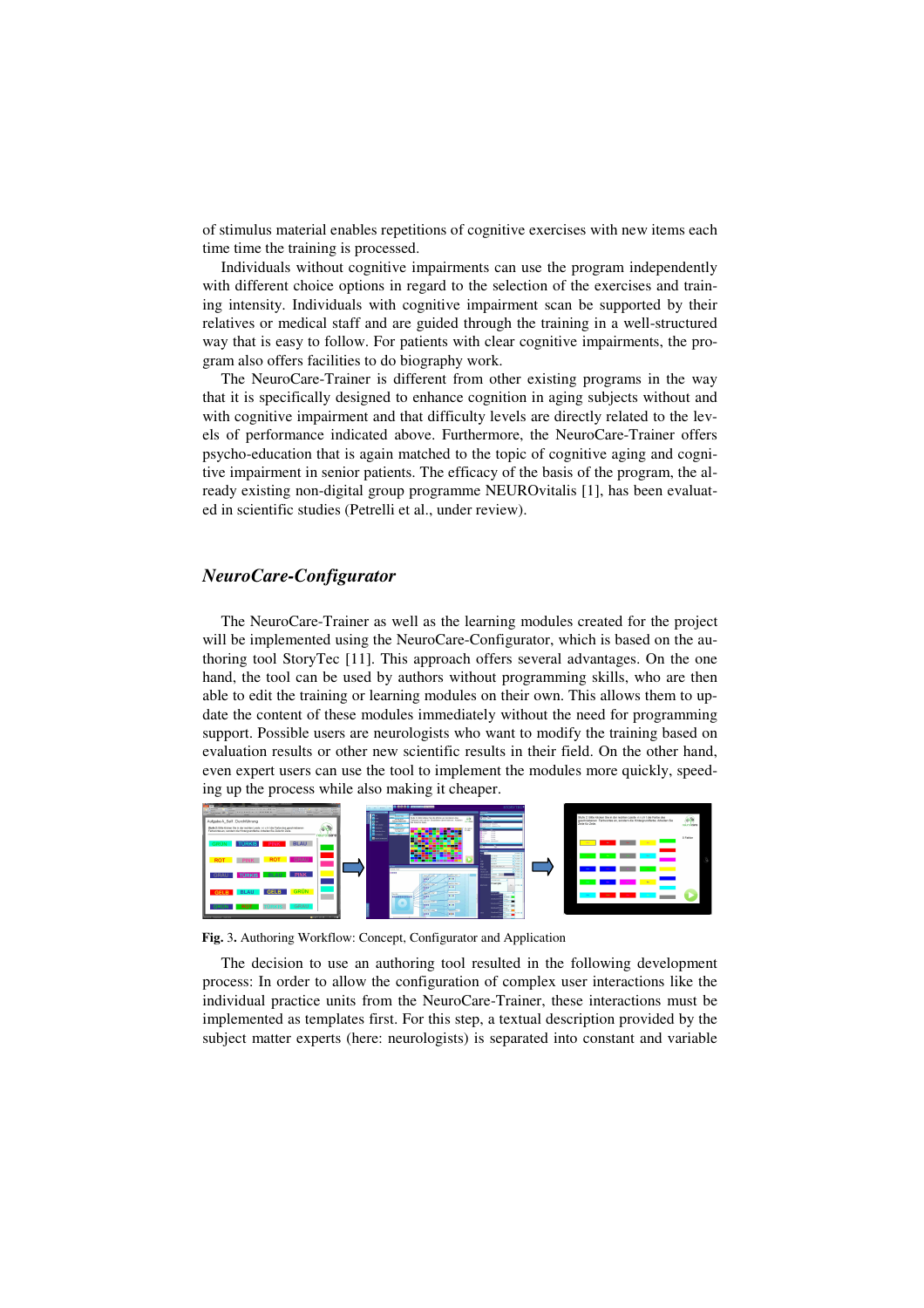of stimulus material enables repetitions of cognitive exercises with new items each time time the training is processed.

Individuals without cognitive impairments can use the program independently with different choice options in regard to the selection of the exercises and training intensity. Individuals with cognitive impairment scan be supported by their relatives or medical staff and are guided through the training in a well-structured way that is easy to follow. For patients with clear cognitive impairments, the program also offers facilities to do biography work.

The NeuroCare-Trainer is different from other existing programs in the way that it is specifically designed to enhance cognition in aging subjects without and with cognitive impairment and that difficulty levels are directly related to the levels of performance indicated above. Furthermore, the NeuroCare-Trainer offers psycho-education that is again matched to the topic of cognitive aging and cognitive impairment in senior patients. The efficacy of the basis of the program, the already existing non-digital group programme NEUROvitalis [1], has been evaluated in scientific studies (Petrelli et al., under review).

### *NeuroCare-Configurator*

The NeuroCare-Trainer as well as the learning modules created for the project will be implemented using the NeuroCare-Configurator, which is based on the authoring tool StoryTec [11]. This approach offers several advantages. On the one hand, the tool can be used by authors without programming skills, who are then able to edit the training or learning modules on their own. This allows them to update the content of these modules immediately without the need for programming support. Possible users are neurologists who want to modify the training based on evaluation results or other new scientific results in their field. On the other hand, even expert users can use the tool to implement the modules more quickly, speeding up the process while also making it cheaper.

**Fig.** 3. Authoring Workflow: Concept, Configurator and Application

The decision to use an authoring tool resulted in the following development process: In order to allow the configuration of complex user interactions like the individual practice units from the NeuroCare-Trainer, these interactions must be implemented as templates first. For this step, a textual description provided by the subject matter experts (here: neurologists) is separated into constant and variable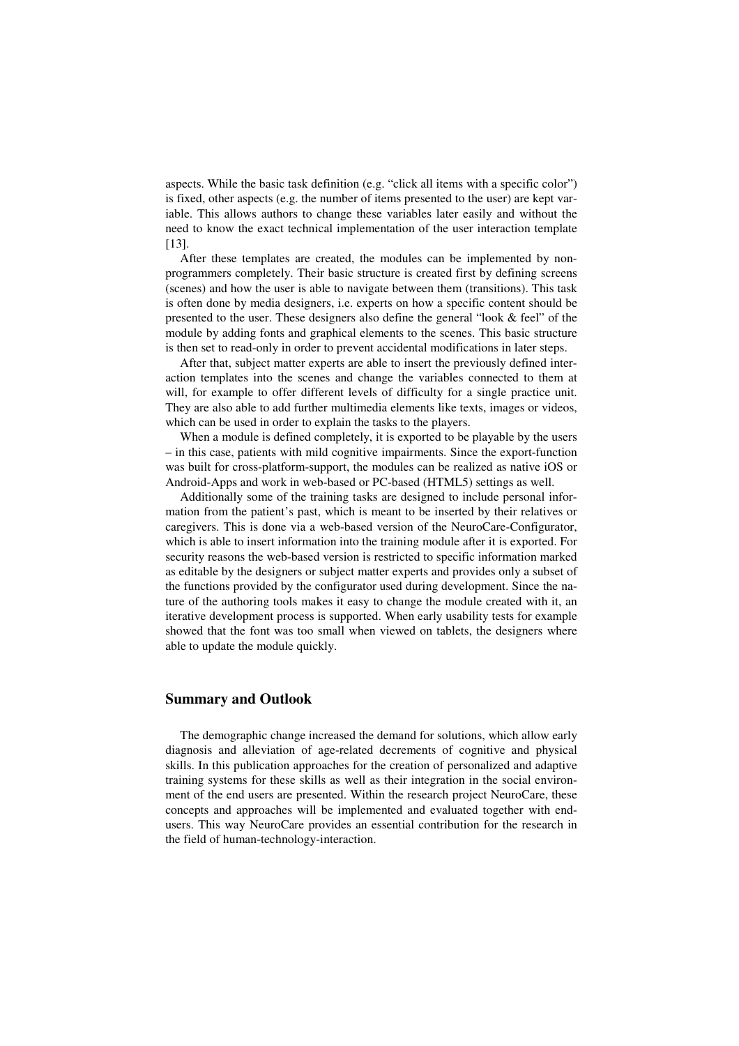aspects. While the basic task definition (e.g. "click all items with a specific color") is fixed, other aspects (e.g. the number of items presented to the user) are kept variable. This allows authors to change these variables later easily and without the need to know the exact technical implementation of the user interaction template [13].

After these templates are created, the modules can be implemented by non-programmers completely. Their basic structure is created first by defining screens (scenes) and how the user is able to navigate between them (transitions). This task is often done by media designers, i.e. experts on how a specific content should be presented to the user. These designers also define the general "look & feel" of the module by adding fonts and graphical elements to the scenes. This basic structure is then set to read-only in order to prevent accidental modifications in later steps.

After that, subject matter experts are able to insert the previously defined interaction templates into the scenes and change the variables connected to them at will, for example to offer different levels of difficulty for a single practice unit. They are also able to add further multimedia elements like texts, images or videos, which can be used in order to explain the tasks to the players.

When a module is defined completely, it is exported to be playable by the users – in this case, patients with mild cognitive impairments. Since the export-function was built for cross-platform-support, the modules can be realized as native iOS or Android-Apps and work in web-based or PC-based (HTML5) settings as well.

Additionally some of the training tasks are designed to include personal information from the patient's past, which is meant to be inserted by their relatives or caregivers. This is done via a web-based version of the NeuroCare-Configurator, which is able to insert information into the training module after it is exported. For security reasons the web-based version is restricted to specific information marked as editable by the designers or subject matter experts and provides only a subset of the functions provided by the configurator used during development. Since the nature of the authoring tools makes it easy to change the module created with it, an iterative development process is supported. When early usability tests for example showed that the font was too small when viewed on tablets, the designers where able to update the module quickly.

## Summary and Outlook

The demographic change increased the demand for solutions, which allow early diagnosis and alleviation of age-related decrements of cognitive and physical skills. In this publication approaches for the creation of personalized and adaptive training systems for these skills as well as their integration in the social environment of the end users are presented. Within the research project NeuroCare, these concepts and approaches will be implemented and evaluated together with end-users. This way NeuroCare provides an essential contribution for the research in the field of human-technology-interaction.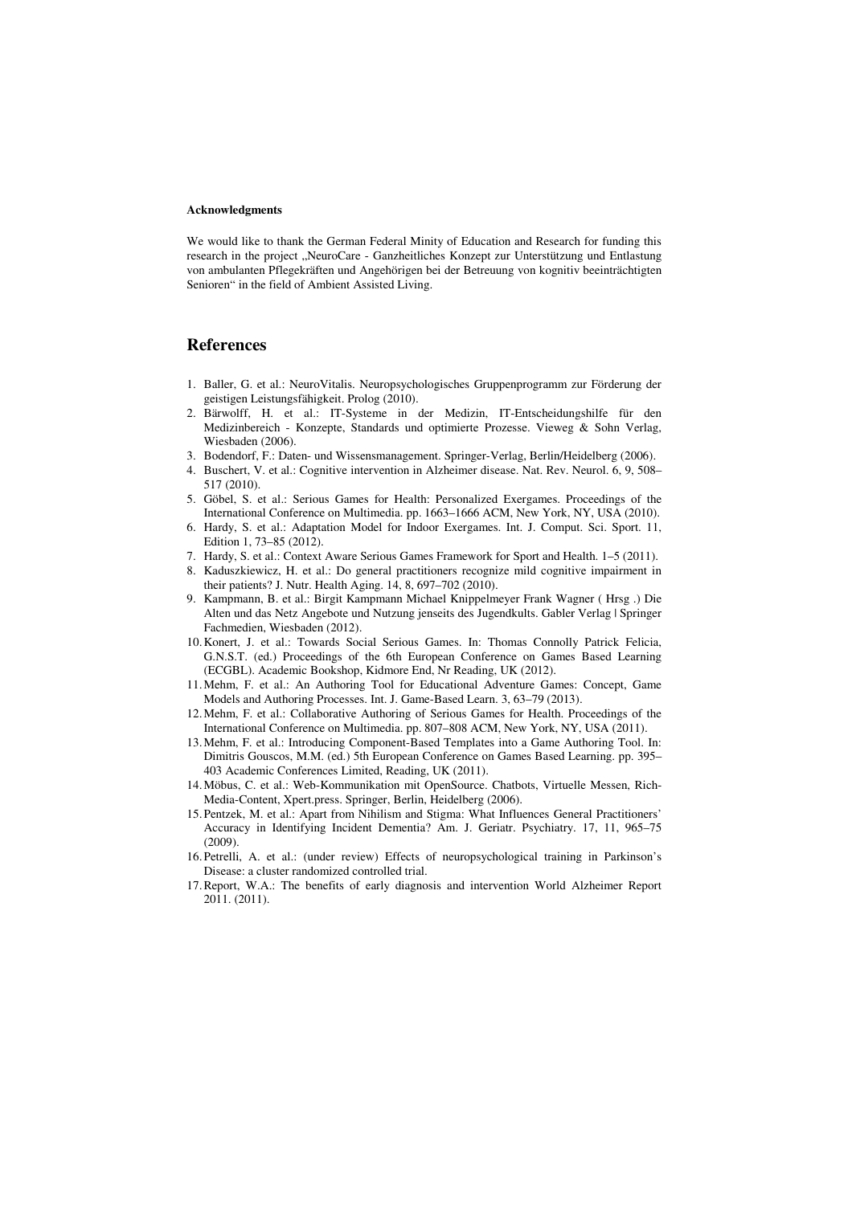**Acknowledgments**

We would like to thank the German Federal Minity of Education and Research for funding this research in the project „NeuroCare - Ganzheitliches Konzept zur Unterstützung und Entlastung von ambulanten Pflegekräften und Angehörigen bei der Betreuung von kognitiv beeinträchtigten Senioren" in the field of Ambient Assisted Living.

## References

1. Baller, G. et al.: NeuroVitalis. Neuropsychologisches Gruppenprogramm zur Förderung der geistigen Leistungsfähigkeit. Prolog (2010).
2. Bärwolff, H. et al.: IT-Systeme in der Medizin, IT-Entscheidungshilfe für den Medizinbereich - Konzepte, Standards und optimierte Prozesse. Vieweg & Sohn Verlag, Wiesbaden (2006).
3. Bodendorf, F.: Daten- und Wissensmanagement. Springer-Verlag, Berlin/Heidelberg (2006).
4. Buschert, V. et al.: Cognitive intervention in Alzheimer disease. Nat. Rev. Neurol. 6, 9, 508–517 (2010).
5. Göbel, S. et al.: Serious Games for Health: Personalized Exergames. Proceedings of the International Conference on Multimedia. pp. 1663–1666 ACM, New York, NY, USA (2010).
6. Hardy, S. et al.: Adaptation Model for Indoor Exergames. Int. J. Comput. Sci. Sport. 11, Edition 1, 73–85 (2012).
7. Hardy, S. et al.: Context Aware Serious Games Framework for Sport and Health. 1–5 (2011).
8. Kaduszkiewicz, H. et al.: Do general practitioners recognize mild cognitive impairment in their patients? J. Nutr. Health Aging. 14, 8, 697–702 (2010).
9. Kampmann, B. et al.: Birgit Kampmann Michael Knippelmeyer Frank Wagner ( Hrsg .) Die Alten und das Netz Angebote und Nutzung jenseits des Jugendkults. Gabler Verlag | Springer Fachmedien, Wiesbaden (2012).
10. Konert, J. et al.: Towards Social Serious Games. In: Thomas Connolly Patrick Felicia, G.N.S.T. (ed.) Proceedings of the 6th European Conference on Games Based Learning (ECGBL). Academic Bookshop, Kidmore End, Nr Reading, UK (2012).
11. Mehm, F. et al.: An Authoring Tool for Educational Adventure Games: Concept, Game Models and Authoring Processes. Int. J. Game-Based Learn. 3, 63–79 (2013).
12. Mehm, F. et al.: Collaborative Authoring of Serious Games for Health. Proceedings of the International Conference on Multimedia. pp. 807–808 ACM, New York, NY, USA (2011).
13. Mehm, F. et al.: Introducing Component-Based Templates into a Game Authoring Tool. In: Dimitris Gouscos, M.M. (ed.) 5th European Conference on Games Based Learning. pp. 395–403 Academic Conferences Limited, Reading, UK (2011).
14. Möbus, C. et al.: Web-Kommunikation mit OpenSource. Chatbots, Virtuelle Messen, Rich-Media-Content, Xpert.press. Springer, Berlin, Heidelberg (2006).
15. Pentzek, M. et al.: Apart from Nihilism and Stigma: What Influences General Practitioners' Accuracy in Identifying Incident Dementia? Am. J. Geriatr. Psychiatry. 17, 11, 965–75 (2009).
16. Petrelli, A. et al.: (under review) Effects of neuropsychological training in Parkinson's Disease: a cluster randomized controlled trial.
17. Report, W.A.: The benefits of early diagnosis and intervention World Alzheimer Report 2011. (2011).